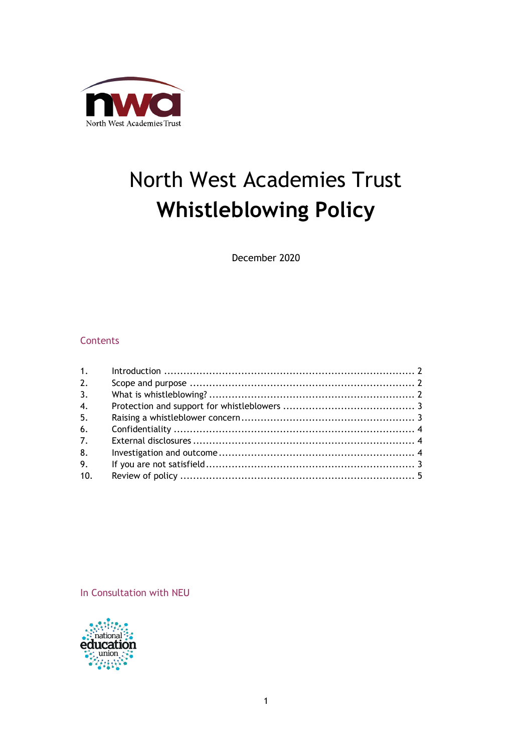North West Academies Trust

# North West Academies Trust
# Whistleblowing Policy

December 2020

## Contents

| | | |
|---|---|---|
| 1. | Introduction | 2 |
| 2. | Scope and purpose | 2 |
| 3. | What is whistleblowing? | 2 |
| 4. | Protection and support for whistleblowers | 3 |
| 5. | Raising a whistleblower concern | 3 |
| 6. | Confidentiality | 4 |
| 7. | External disclosures | 4 |
| 8. | Investigation and outcome | 4 |
| 9. | If you are not satisfield | 3 |
| 10. | Review of policy | 5 |

In Consultation with NEU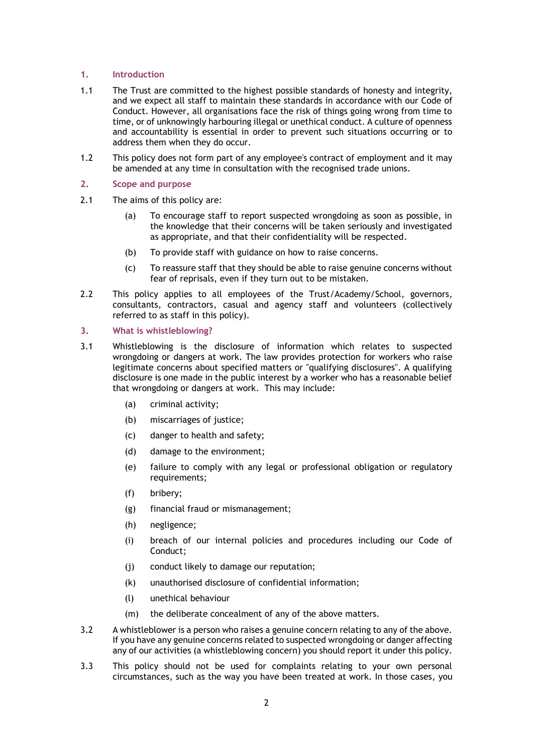## 1. Introduction

1.1 The Trust are committed to the highest possible standards of honesty and integrity, and we expect all staff to maintain these standards in accordance with our Code of Conduct. However, all organisations face the risk of things going wrong from time to time, or of unknowingly harbouring illegal or unethical conduct. A culture of openness and accountability is essential in order to prevent such situations occurring or to address them when they do occur.

1.2 This policy does not form part of any employee's contract of employment and it may be amended at any time in consultation with the recognised trade unions.

## 2. Scope and purpose

2.1 The aims of this policy are:

- (a) To encourage staff to report suspected wrongdoing as soon as possible, in the knowledge that their concerns will be taken seriously and investigated as appropriate, and that their confidentiality will be respected.
- (b) To provide staff with guidance on how to raise concerns.
- (c) To reassure staff that they should be able to raise genuine concerns without fear of reprisals, even if they turn out to be mistaken.

2.2 This policy applies to all employees of the Trust/Academy/School, governors, consultants, contractors, casual and agency staff and volunteers (collectively referred to as staff in this policy).

## 3. What is whistleblowing?

3.1 Whistleblowing is the disclosure of information which relates to suspected wrongdoing or dangers at work. The law provides protection for workers who raise legitimate concerns about specified matters or "qualifying disclosures". A qualifying disclosure is one made in the public interest by a worker who has a reasonable belief that wrongdoing or dangers at work. This may include:

- (a) criminal activity;
- (b) miscarriages of justice;
- (c) danger to health and safety;
- (d) damage to the environment;
- (e) failure to comply with any legal or professional obligation or regulatory requirements;
- (f) bribery;
- (g) financial fraud or mismanagement;
- (h) negligence;
- (i) breach of our internal policies and procedures including our Code of Conduct;
- (j) conduct likely to damage our reputation;
- (k) unauthorised disclosure of confidential information;
- (l) unethical behaviour
- (m) the deliberate concealment of any of the above matters.

3.2 A whistleblower is a person who raises a genuine concern relating to any of the above. If you have any genuine concerns related to suspected wrongdoing or danger affecting any of our activities (a whistleblowing concern) you should report it under this policy.

3.3 This policy should not be used for complaints relating to your own personal circumstances, such as the way you have been treated at work. In those cases, you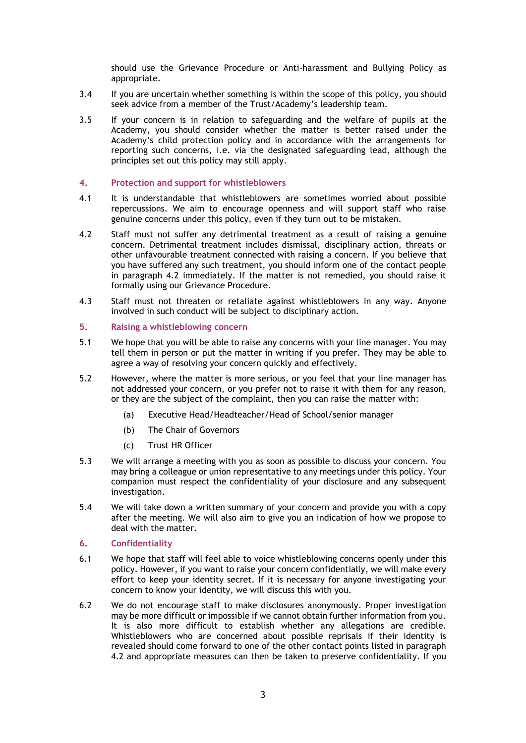should use the Grievance Procedure or Anti-harassment and Bullying Policy as appropriate.

3.4 If you are uncertain whether something is within the scope of this policy, you should seek advice from a member of the Trust/Academy's leadership team.

3.5 If your concern is in relation to safeguarding and the welfare of pupils at the Academy, you should consider whether the matter is better raised under the Academy's child protection policy and in accordance with the arrangements for reporting such concerns, i.e. via the designated safeguarding lead, although the principles set out this policy may still apply.

## 4. Protection and support for whistleblowers

4.1 It is understandable that whistleblowers are sometimes worried about possible repercussions. We aim to encourage openness and will support staff who raise genuine concerns under this policy, even if they turn out to be mistaken.

4.2 Staff must not suffer any detrimental treatment as a result of raising a genuine concern. Detrimental treatment includes dismissal, disciplinary action, threats or other unfavourable treatment connected with raising a concern. If you believe that you have suffered any such treatment, you should inform one of the contact people in paragraph 4.2 immediately. If the matter is not remedied, you should raise it formally using our Grievance Procedure.

4.3 Staff must not threaten or retaliate against whistleblowers in any way. Anyone involved in such conduct will be subject to disciplinary action.

## 5. Raising a whistleblowing concern

5.1 We hope that you will be able to raise any concerns with your line manager. You may tell them in person or put the matter in writing if you prefer. They may be able to agree a way of resolving your concern quickly and effectively.

5.2 However, where the matter is more serious, or you feel that your line manager has not addressed your concern, or you prefer not to raise it with them for any reason, or they are the subject of the complaint, then you can raise the matter with:

   (a) Executive Head/Headteacher/Head of School/senior manager

   (b) The Chair of Governors

   (c) Trust HR Officer

5.3 We will arrange a meeting with you as soon as possible to discuss your concern. You may bring a colleague or union representative to any meetings under this policy. Your companion must respect the confidentiality of your disclosure and any subsequent investigation.

5.4 We will take down a written summary of your concern and provide you with a copy after the meeting. We will also aim to give you an indication of how we propose to deal with the matter.

## 6. Confidentiality

6.1 We hope that staff will feel able to voice whistleblowing concerns openly under this policy. However, if you want to raise your concern confidentially, we will make every effort to keep your identity secret. If it is necessary for anyone investigating your concern to know your identity, we will discuss this with you.

6.2 We do not encourage staff to make disclosures anonymously. Proper investigation may be more difficult or impossible if we cannot obtain further information from you. It is also more difficult to establish whether any allegations are credible. Whistleblowers who are concerned about possible reprisals if their identity is revealed should come forward to one of the other contact points listed in paragraph 4.2 and appropriate measures can then be taken to preserve confidentiality. If you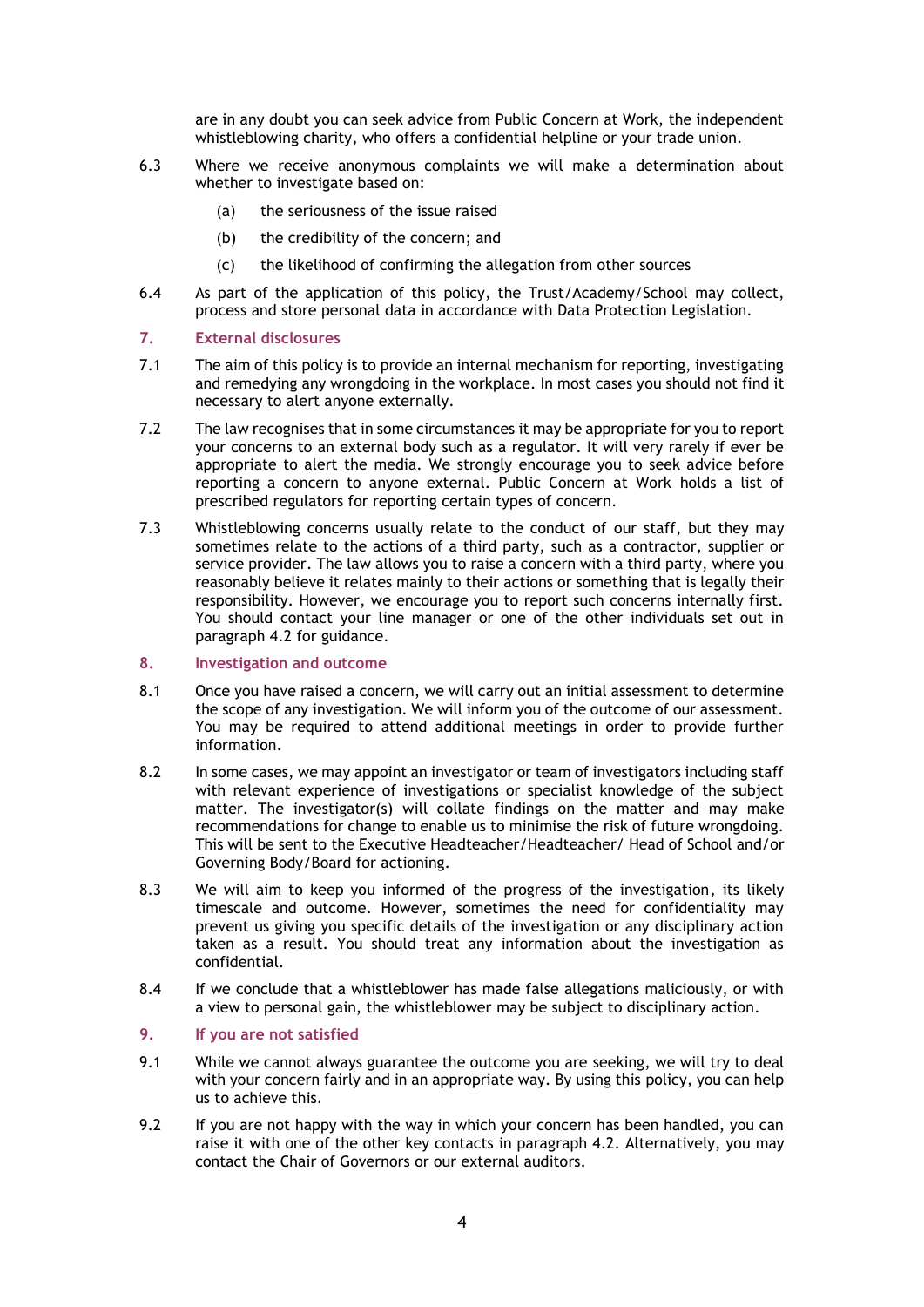are in any doubt you can seek advice from Public Concern at Work, the independent whistleblowing charity, who offers a confidential helpline or your trade union.

6.3 Where we receive anonymous complaints we will make a determination about whether to investigate based on:

   (a) the seriousness of the issue raised

   (b) the credibility of the concern; and

   (c) the likelihood of confirming the allegation from other sources

6.4 As part of the application of this policy, the Trust/Academy/School may collect, process and store personal data in accordance with Data Protection Legislation.

## 7. External disclosures

7.1 The aim of this policy is to provide an internal mechanism for reporting, investigating and remedying any wrongdoing in the workplace. In most cases you should not find it necessary to alert anyone externally.

7.2 The law recognises that in some circumstances it may be appropriate for you to report your concerns to an external body such as a regulator. It will very rarely if ever be appropriate to alert the media. We strongly encourage you to seek advice before reporting a concern to anyone external. Public Concern at Work holds a list of prescribed regulators for reporting certain types of concern.

7.3 Whistleblowing concerns usually relate to the conduct of our staff, but they may sometimes relate to the actions of a third party, such as a contractor, supplier or service provider. The law allows you to raise a concern with a third party, where you reasonably believe it relates mainly to their actions or something that is legally their responsibility. However, we encourage you to report such concerns internally first. You should contact your line manager or one of the other individuals set out in paragraph 4.2 for guidance.

## 8. Investigation and outcome

8.1 Once you have raised a concern, we will carry out an initial assessment to determine the scope of any investigation. We will inform you of the outcome of our assessment. You may be required to attend additional meetings in order to provide further information.

8.2 In some cases, we may appoint an investigator or team of investigators including staff with relevant experience of investigations or specialist knowledge of the subject matter. The investigator(s) will collate findings on the matter and may make recommendations for change to enable us to minimise the risk of future wrongdoing. This will be sent to the Executive Headteacher/Headteacher/ Head of School and/or Governing Body/Board for actioning.

8.3 We will aim to keep you informed of the progress of the investigation, its likely timescale and outcome. However, sometimes the need for confidentiality may prevent us giving you specific details of the investigation or any disciplinary action taken as a result. You should treat any information about the investigation as confidential.

8.4 If we conclude that a whistleblower has made false allegations maliciously, or with a view to personal gain, the whistleblower may be subject to disciplinary action.

## 9. If you are not satisfied

9.1 While we cannot always guarantee the outcome you are seeking, we will try to deal with your concern fairly and in an appropriate way. By using this policy, you can help us to achieve this.

9.2 If you are not happy with the way in which your concern has been handled, you can raise it with one of the other key contacts in paragraph 4.2. Alternatively, you may contact the Chair of Governors or our external auditors.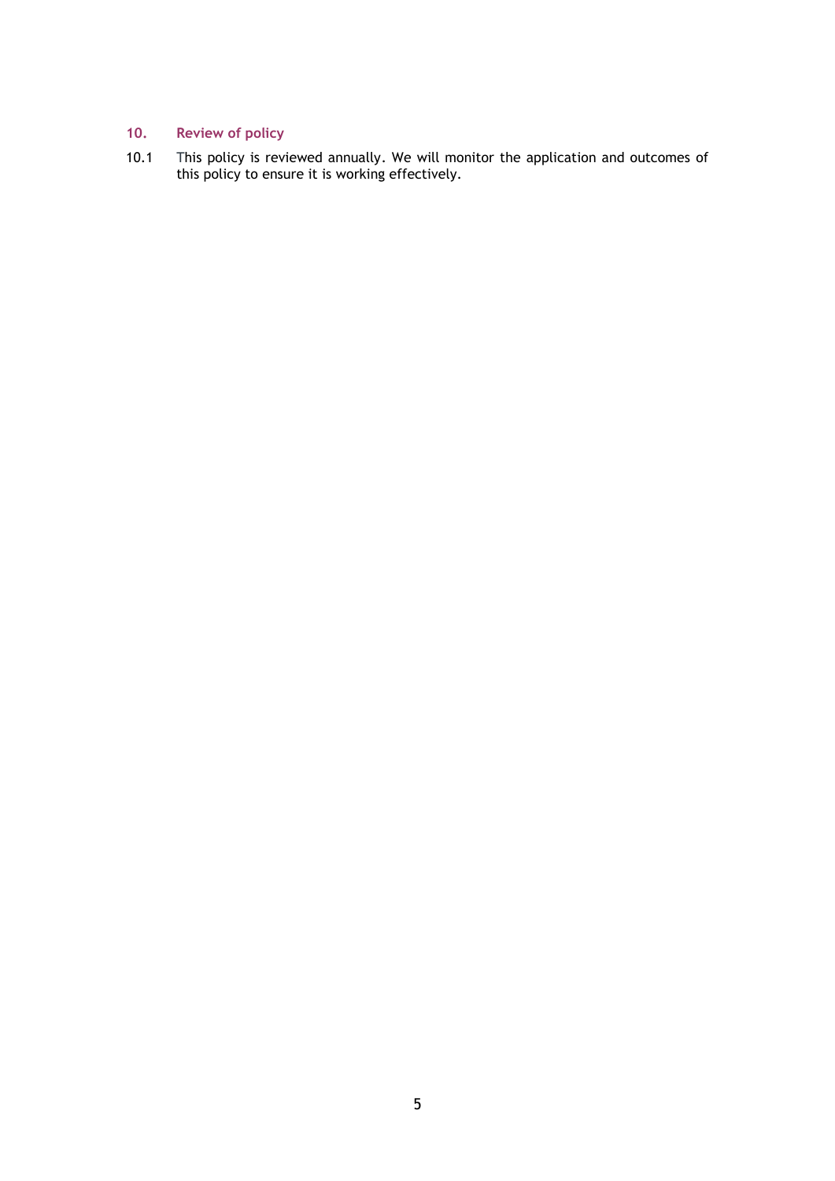## 10. Review of policy

10.1 This policy is reviewed annually. We will monitor the application and outcomes of this policy to ensure it is working effectively.